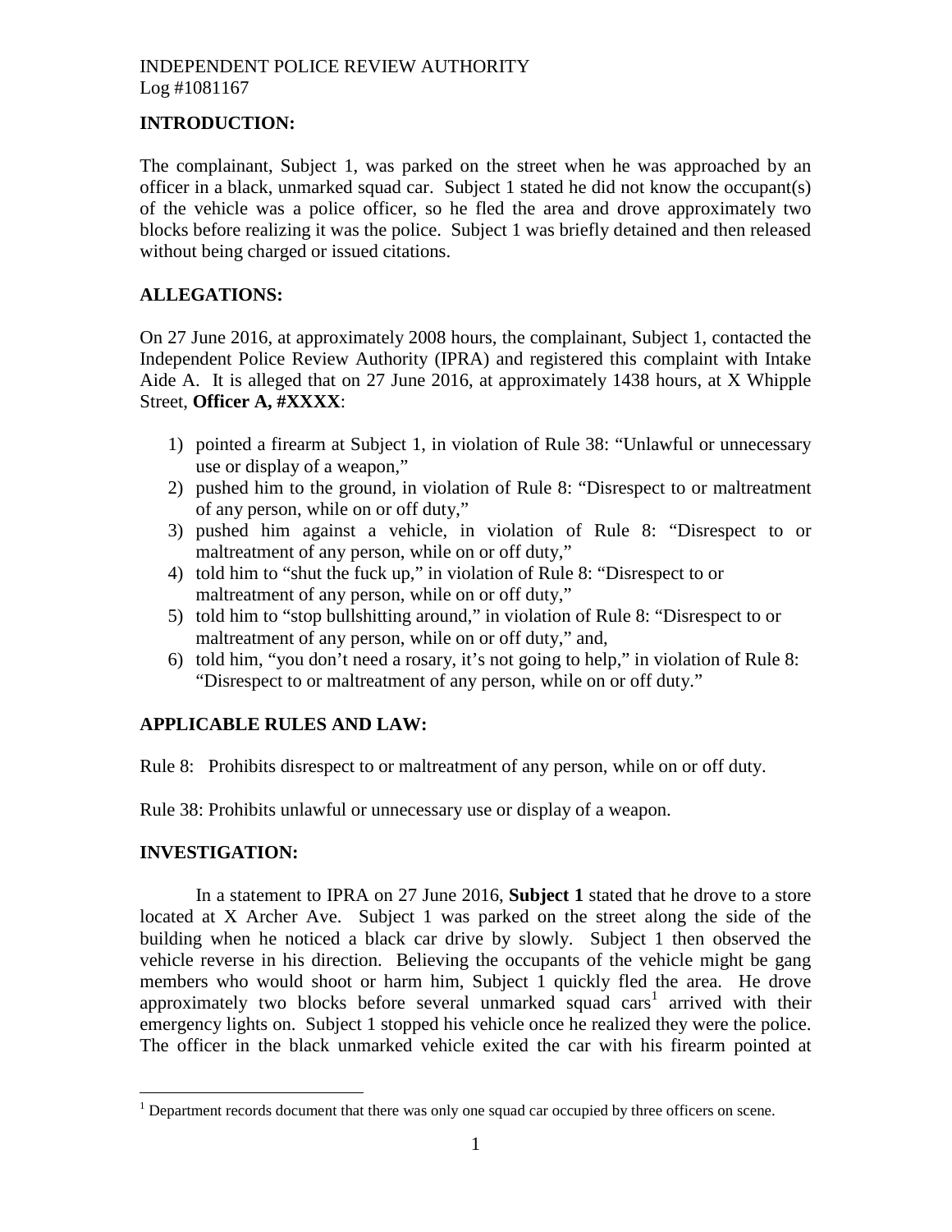INDEPENDENT POLICE REVIEW AUTHORITY
Log #1081167

## INTRODUCTION:

The complainant, Subject 1, was parked on the street when he was approached by an officer in a black, unmarked squad car. Subject 1 stated he did not know the occupant(s) of the vehicle was a police officer, so he fled the area and drove approximately two blocks before realizing it was the police. Subject 1 was briefly detained and then released without being charged or issued citations.

## ALLEGATIONS:

On 27 June 2016, at approximately 2008 hours, the complainant, Subject 1, contacted the Independent Police Review Authority (IPRA) and registered this complaint with Intake Aide A. It is alleged that on 27 June 2016, at approximately 1438 hours, at X Whipple Street, **Officer A, #XXXX**:

1) pointed a firearm at Subject 1, in violation of Rule 38: "Unlawful or unnecessary use or display of a weapon,"
2) pushed him to the ground, in violation of Rule 8: "Disrespect to or maltreatment of any person, while on or off duty,"
3) pushed him against a vehicle, in violation of Rule 8: "Disrespect to or maltreatment of any person, while on or off duty,"
4) told him to "shut the fuck up," in violation of Rule 8: "Disrespect to or maltreatment of any person, while on or off duty,"
5) told him to "stop bullshitting around," in violation of Rule 8: "Disrespect to or maltreatment of any person, while on or off duty," and,
6) told him, "you don't need a rosary, it's not going to help," in violation of Rule 8: "Disrespect to or maltreatment of any person, while on or off duty."

## APPLICABLE RULES AND LAW:

Rule 8: Prohibits disrespect to or maltreatment of any person, while on or off duty.

Rule 38: Prohibits unlawful or unnecessary use or display of a weapon.

## INVESTIGATION:

In a statement to IPRA on 27 June 2016, **Subject 1** stated that he drove to a store located at X Archer Ave. Subject 1 was parked on the street along the side of the building when he noticed a black car drive by slowly. Subject 1 then observed the vehicle reverse in his direction. Believing the occupants of the vehicle might be gang members who would shoot or harm him, Subject 1 quickly fled the area. He drove approximately two blocks before several unmarked squad cars[1] arrived with their emergency lights on. Subject 1 stopped his vehicle once he realized they were the police. The officer in the black unmarked vehicle exited the car with his firearm pointed at

[1] Department records document that there was only one squad car occupied by three officers on scene.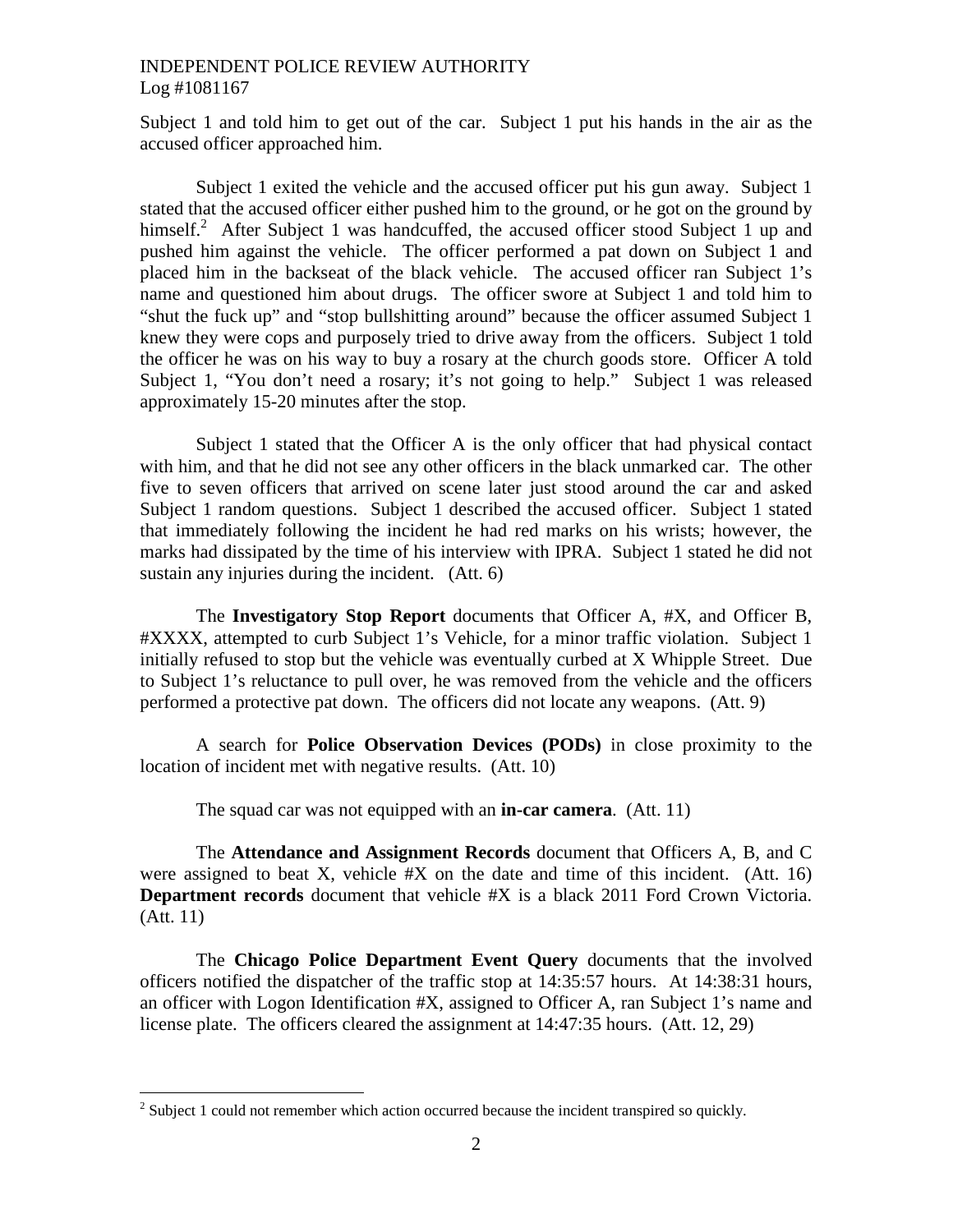Subject 1 and told him to get out of the car. Subject 1 put his hands in the air as the accused officer approached him.

Subject 1 exited the vehicle and the accused officer put his gun away. Subject 1 stated that the accused officer either pushed him to the ground, or he got on the ground by himself.[2] After Subject 1 was handcuffed, the accused officer stood Subject 1 up and pushed him against the vehicle. The officer performed a pat down on Subject 1 and placed him in the backseat of the black vehicle. The accused officer ran Subject 1's name and questioned him about drugs. The officer swore at Subject 1 and told him to "shut the fuck up" and "stop bullshitting around" because the officer assumed Subject 1 knew they were cops and purposely tried to drive away from the officers. Subject 1 told the officer he was on his way to buy a rosary at the church goods store. Officer A told Subject 1, "You don't need a rosary; it's not going to help." Subject 1 was released approximately 15-20 minutes after the stop.

Subject 1 stated that the Officer A is the only officer that had physical contact with him, and that he did not see any other officers in the black unmarked car. The other five to seven officers that arrived on scene later just stood around the car and asked Subject 1 random questions. Subject 1 described the accused officer. Subject 1 stated that immediately following the incident he had red marks on his wrists; however, the marks had dissipated by the time of his interview with IPRA. Subject 1 stated he did not sustain any injuries during the incident. (Att. 6)

The **Investigatory Stop Report** documents that Officer A, #X, and Officer B, #XXXX, attempted to curb Subject 1's Vehicle, for a minor traffic violation. Subject 1 initially refused to stop but the vehicle was eventually curbed at X Whipple Street. Due to Subject 1's reluctance to pull over, he was removed from the vehicle and the officers performed a protective pat down. The officers did not locate any weapons. (Att. 9)

A search for **Police Observation Devices (PODs)** in close proximity to the location of incident met with negative results. (Att. 10)

The squad car was not equipped with an **in-car camera**. (Att. 11)

The **Attendance and Assignment Records** document that Officers A, B, and C were assigned to beat X, vehicle #X on the date and time of this incident. (Att. 16) **Department records** document that vehicle #X is a black 2011 Ford Crown Victoria. (Att. 11)

The **Chicago Police Department Event Query** documents that the involved officers notified the dispatcher of the traffic stop at 14:35:57 hours. At 14:38:31 hours, an officer with Logon Identification #X, assigned to Officer A, ran Subject 1's name and license plate. The officers cleared the assignment at 14:47:35 hours. (Att. 12, 29)

[2] Subject 1 could not remember which action occurred because the incident transpired so quickly.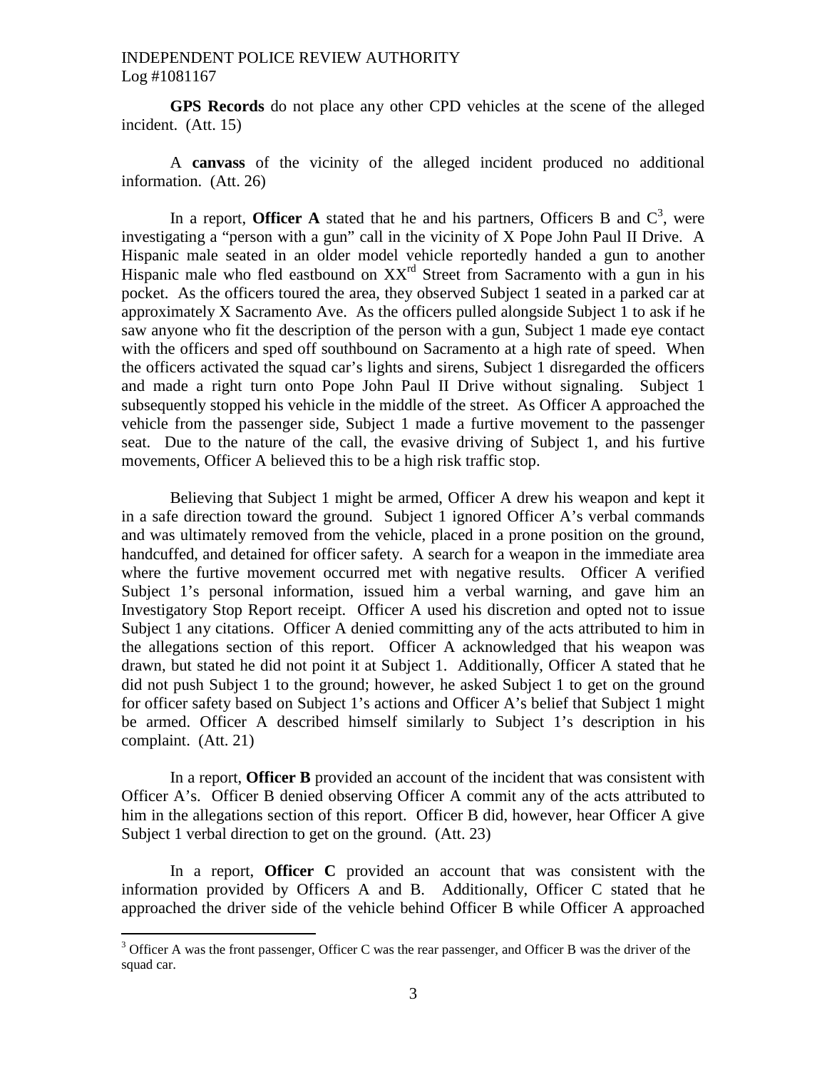**GPS Records** do not place any other CPD vehicles at the scene of the alleged incident. (Att. 15)

A **canvass** of the vicinity of the alleged incident produced no additional information. (Att. 26)

In a report, **Officer A** stated that he and his partners, Officers B and C[3], were investigating a "person with a gun" call in the vicinity of X Pope John Paul II Drive. A Hispanic male seated in an older model vehicle reportedly handed a gun to another Hispanic male who fled eastbound on XX$^{rd}$ Street from Sacramento with a gun in his pocket. As the officers toured the area, they observed Subject 1 seated in a parked car at approximately X Sacramento Ave. As the officers pulled alongside Subject 1 to ask if he saw anyone who fit the description of the person with a gun, Subject 1 made eye contact with the officers and sped off southbound on Sacramento at a high rate of speed. When the officers activated the squad car's lights and sirens, Subject 1 disregarded the officers and made a right turn onto Pope John Paul II Drive without signaling. Subject 1 subsequently stopped his vehicle in the middle of the street. As Officer A approached the vehicle from the passenger side, Subject 1 made a furtive movement to the passenger seat. Due to the nature of the call, the evasive driving of Subject 1, and his furtive movements, Officer A believed this to be a high risk traffic stop.

Believing that Subject 1 might be armed, Officer A drew his weapon and kept it in a safe direction toward the ground. Subject 1 ignored Officer A's verbal commands and was ultimately removed from the vehicle, placed in a prone position on the ground, handcuffed, and detained for officer safety. A search for a weapon in the immediate area where the furtive movement occurred met with negative results. Officer A verified Subject 1's personal information, issued him a verbal warning, and gave him an Investigatory Stop Report receipt. Officer A used his discretion and opted not to issue Subject 1 any citations. Officer A denied committing any of the acts attributed to him in the allegations section of this report. Officer A acknowledged that his weapon was drawn, but stated he did not point it at Subject 1. Additionally, Officer A stated that he did not push Subject 1 to the ground; however, he asked Subject 1 to get on the ground for officer safety based on Subject 1's actions and Officer A's belief that Subject 1 might be armed. Officer A described himself similarly to Subject 1's description in his complaint. (Att. 21)

In a report, **Officer B** provided an account of the incident that was consistent with Officer A's. Officer B denied observing Officer A commit any of the acts attributed to him in the allegations section of this report. Officer B did, however, hear Officer A give Subject 1 verbal direction to get on the ground. (Att. 23)

In a report, **Officer C** provided an account that was consistent with the information provided by Officers A and B. Additionally, Officer C stated that he approached the driver side of the vehicle behind Officer B while Officer A approached

[3] Officer A was the front passenger, Officer C was the rear passenger, and Officer B was the driver of the squad car.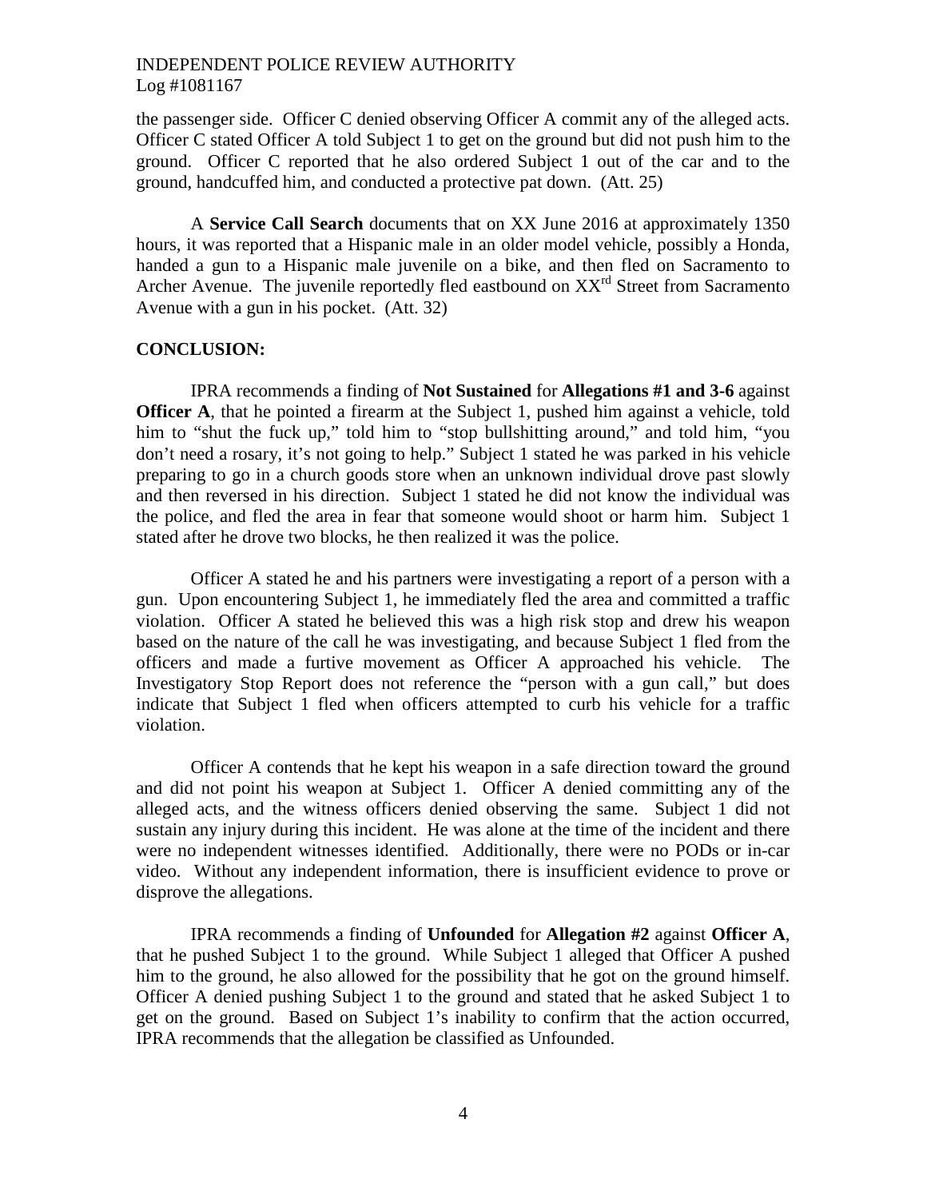the passenger side. Officer C denied observing Officer A commit any of the alleged acts. Officer C stated Officer A told Subject 1 to get on the ground but did not push him to the ground. Officer C reported that he also ordered Subject 1 out of the car and to the ground, handcuffed him, and conducted a protective pat down. (Att. 25)

A **Service Call Search** documents that on XX June 2016 at approximately 1350 hours, it was reported that a Hispanic male in an older model vehicle, possibly a Honda, handed a gun to a Hispanic male juvenile on a bike, and then fled on Sacramento to Archer Avenue. The juvenile reportedly fled eastbound on XX$^{rd}$ Street from Sacramento Avenue with a gun in his pocket. (Att. 32)

**CONCLUSION:**

IPRA recommends a finding of **Not Sustained** for **Allegations #1 and 3-6** against **Officer A**, that he pointed a firearm at the Subject 1, pushed him against a vehicle, told him to "shut the fuck up," told him to "stop bullshitting around," and told him, "you don't need a rosary, it's not going to help." Subject 1 stated he was parked in his vehicle preparing to go in a church goods store when an unknown individual drove past slowly and then reversed in his direction. Subject 1 stated he did not know the individual was the police, and fled the area in fear that someone would shoot or harm him. Subject 1 stated after he drove two blocks, he then realized it was the police.

Officer A stated he and his partners were investigating a report of a person with a gun. Upon encountering Subject 1, he immediately fled the area and committed a traffic violation. Officer A stated he believed this was a high risk stop and drew his weapon based on the nature of the call he was investigating, and because Subject 1 fled from the officers and made a furtive movement as Officer A approached his vehicle. The Investigatory Stop Report does not reference the "person with a gun call," but does indicate that Subject 1 fled when officers attempted to curb his vehicle for a traffic violation.

Officer A contends that he kept his weapon in a safe direction toward the ground and did not point his weapon at Subject 1. Officer A denied committing any of the alleged acts, and the witness officers denied observing the same. Subject 1 did not sustain any injury during this incident. He was alone at the time of the incident and there were no independent witnesses identified. Additionally, there were no PODs or in-car video. Without any independent information, there is insufficient evidence to prove or disprove the allegations.

IPRA recommends a finding of **Unfounded** for **Allegation #2** against **Officer A**, that he pushed Subject 1 to the ground. While Subject 1 alleged that Officer A pushed him to the ground, he also allowed for the possibility that he got on the ground himself. Officer A denied pushing Subject 1 to the ground and stated that he asked Subject 1 to get on the ground. Based on Subject 1's inability to confirm that the action occurred, IPRA recommends that the allegation be classified as Unfounded.